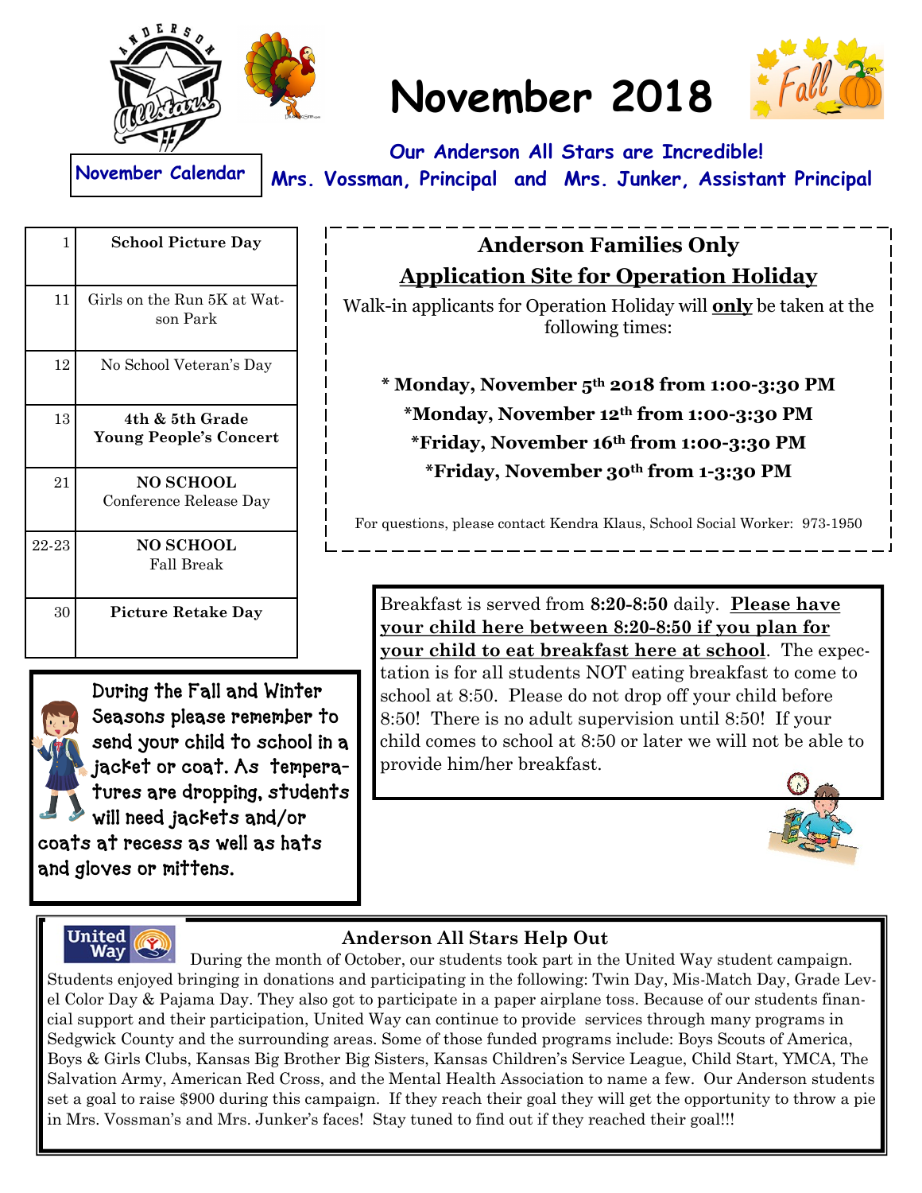# November 2018

**Our Anderson All Stars are Incredible!**

**Mrs. Vossman, Principal and Mrs. Junker, Assistant Principal**

**November Calendar**

| | |
|---|---|
| 1 | **School Picture Day** |
| 11 | Girls on the Run 5K at Watson Park |
| 12 | No School Veteran's Day |
| 13 | **4th & 5th Grade Young People's Concert** |
| 21 | **NO SCHOOL** Conference Release Day |
| 22-23 | **NO SCHOOL** Fall Break |
| 30 | **Picture Retake Day** |

## Anderson Families Only

## Application Site for Operation Holiday

Walk-in applicants for Operation Holiday will **only** be taken at the following times:

**\* Monday, November 5th 2018 from 1:00-3:30 PM**

**\*Monday, November 12th from 1:00-3:30 PM**

**\*Friday, November 16th from 1:00-3:30 PM**

**\*Friday, November 30th from 1-3:30 PM**

For questions, please contact Kendra Klaus, School Social Worker: 973-1950

During the Fall and Winter Seasons please remember to send your child to school in a jacket or coat. As temperatures are dropping, students will need jackets and/or coats at recess as well as hats and gloves or mittens.

Breakfast is served from **8:20-8:50** daily. **Please have your child here between 8:20-8:50 if you plan for your child to eat breakfast here at school**. The expectation is for all students NOT eating breakfast to come to school at 8:50. Please do not drop off your child before 8:50! There is no adult supervision until 8:50! If your child comes to school at 8:50 or later we will not be able to provide him/her breakfast.

### Anderson All Stars Help Out

During the month of October, our students took part in the United Way student campaign. Students enjoyed bringing in donations and participating in the following: Twin Day, Mis-Match Day, Grade Level Color Day & Pajama Day. They also got to participate in a paper airplane toss. Because of our students financial support and their participation, United Way can continue to provide services through many programs in Sedgwick County and the surrounding areas. Some of those funded programs include: Boys Scouts of America, Boys & Girls Clubs, Kansas Big Brother Big Sisters, Kansas Children's Service League, Child Start, YMCA, The Salvation Army, American Red Cross, and the Mental Health Association to name a few. Our Anderson students set a goal to raise $900 during this campaign. If they reach their goal they will get the opportunity to throw a pie in Mrs. Vossman's and Mrs. Junker's faces! Stay tuned to find out if they reached their goal!!!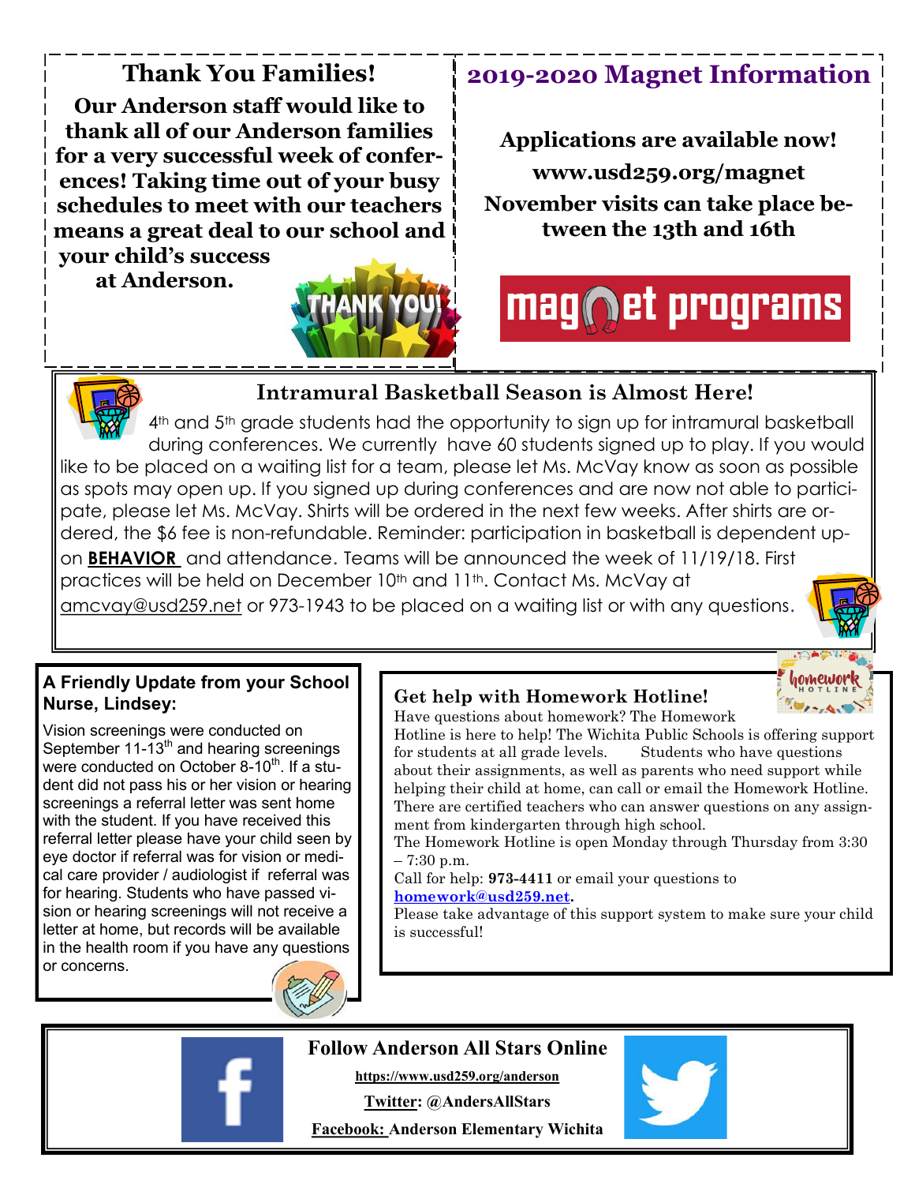## Thank You Families!

**Our Anderson staff would like to thank all of our Anderson families for a very successful week of conferences! Taking time out of your busy schedules to meet with our teachers means a great deal to our school and your child's success at Anderson.**

## 2019-2020 Magnet Information

**Applications are available now!**

**www.usd259.org/magnet**

**November visits can take place between the 13th and 16th**

magnet programs

## Intramural Basketball Season is Almost Here!

4th and 5th grade students had the opportunity to sign up for intramural basketball during conferences. We currently have 60 students signed up to play. If you would like to be placed on a waiting list for a team, please let Ms. McVay know as soon as possible as spots may open up. If you signed up during conferences and are now not able to participate, please let Ms. McVay. Shirts will be ordered in the next few weeks. After shirts are ordered, the $6 fee is non-refundable. Reminder: participation in basketball is dependent upon **BEHAVIOR** and attendance. Teams will be announced the week of 11/19/18. First practices will be held on December 10th and 11th. Contact Ms. McVay at amcvay@usd259.net or 973-1943 to be placed on a waiting list or with any questions.

### A Friendly Update from your School Nurse, Lindsey:

Vision screenings were conducted on September 11-13th and hearing screenings were conducted on October 8-10th. If a student did not pass his or her vision or hearing screenings a referral letter was sent home with the student. If you have received this referral letter please have your child seen by eye doctor if referral was for vision or medical care provider / audiologist if referral was for hearing. Students who have passed vision or hearing screenings will not receive a letter at home, but records will be available in the health room if you have any questions or concerns.

### Get help with Homework Hotline!

Have questions about homework? The Homework Hotline is here to help! The Wichita Public Schools is offering support for students at all grade levels. Students who have questions about their assignments, as well as parents who need support while helping their child at home, can call or email the Homework Hotline. There are certified teachers who can answer questions on any assignment from kindergarten through high school.

The Homework Hotline is open Monday through Thursday from 3:30 – 7:30 p.m.

Call for help: **973-4411** or email your questions to **homework@usd259.net**.

Please take advantage of this support system to make sure your child is successful!

### Follow Anderson All Stars Online

**https://www.usd259.org/anderson**

**Twitter: @AndersAllStars**

**Facebook: Anderson Elementary Wichita**